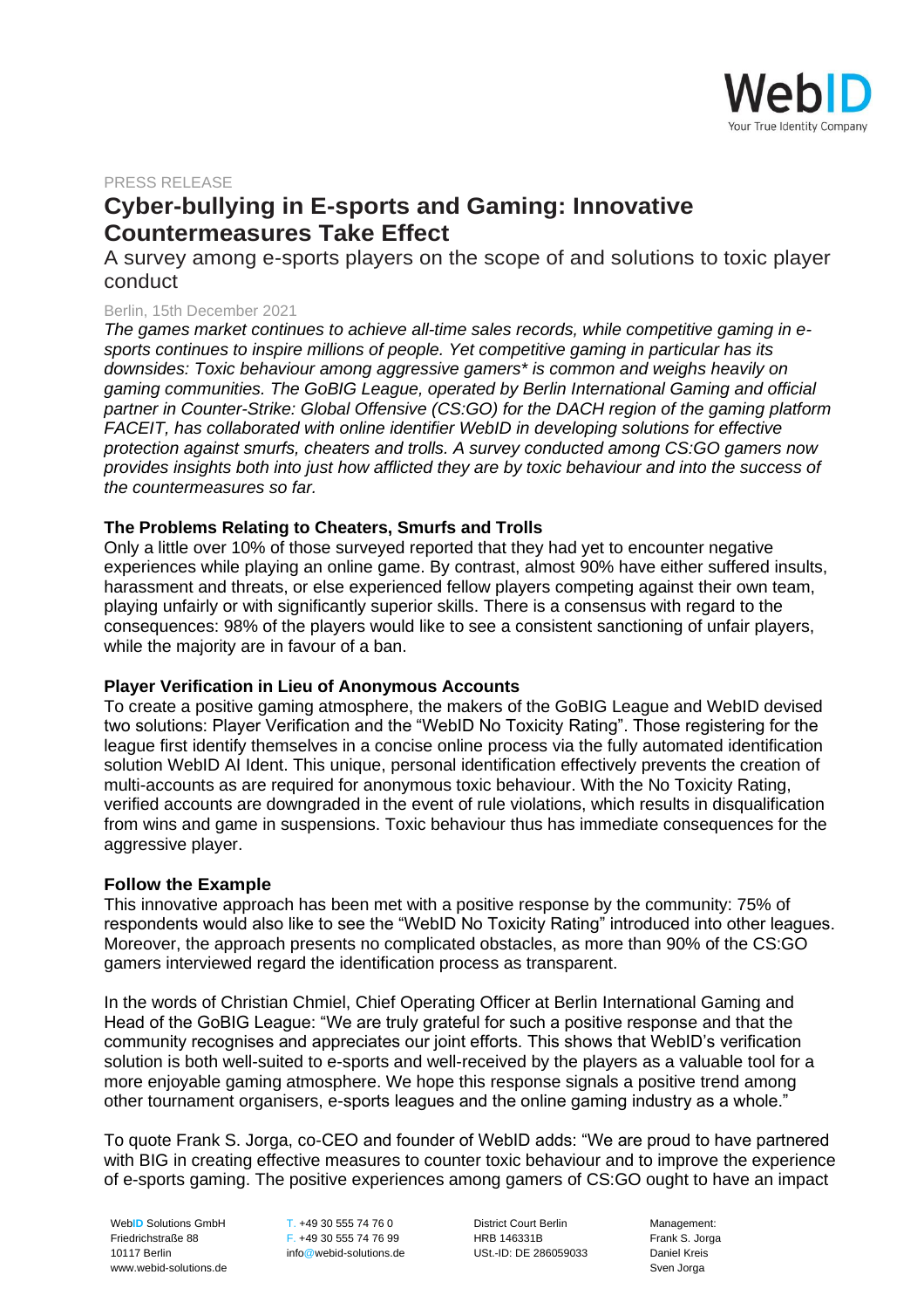PRESS RELEASE

# Cyber-bullying in E-sports and Gaming: Innovative Countermeasures Take Effect

A survey among e-sports players on the scope of and solutions to toxic player conduct

Berlin, 15th December 2021

*The games market continues to achieve all-time sales records, while competitive gaming in e-sports continues to inspire millions of people. Yet competitive gaming in particular has its downsides: Toxic behaviour among aggressive gamers* is common and weighs heavily on gaming communities. The GoBIG League, operated by Berlin International Gaming and official partner in Counter-Strike: Global Offensive (CS:GO) for the DACH region of the gaming platform FACEIT, has collaborated with online identifier WebID in developing solutions for effective protection against smurfs, cheaters and trolls. A survey conducted among CS:GO gamers now provides insights both into just how afflicted they are by toxic behaviour and into the success of the countermeasures so far.*

**The Problems Relating to Cheaters, Smurfs and Trolls**

Only a little over 10% of those surveyed reported that they had yet to encounter negative experiences while playing an online game. By contrast, almost 90% have either suffered insults, harassment and threats, or else experienced fellow players competing against their own team, playing unfairly or with significantly superior skills. There is a consensus with regard to the consequences: 98% of the players would like to see a consistent sanctioning of unfair players, while the majority are in favour of a ban.

**Player Verification in Lieu of Anonymous Accounts**

To create a positive gaming atmosphere, the makers of the GoBIG League and WebID devised two solutions: Player Verification and the "WebID No Toxicity Rating". Those registering for the league first identify themselves in a concise online process via the fully automated identification solution WebID AI Ident. This unique, personal identification effectively prevents the creation of multi-accounts as are required for anonymous toxic behaviour. With the No Toxicity Rating, verified accounts are downgraded in the event of rule violations, which results in disqualification from wins and game in suspensions. Toxic behaviour thus has immediate consequences for the aggressive player.

**Follow the Example**

This innovative approach has been met with a positive response by the community: 75% of respondents would also like to see the "WebID No Toxicity Rating" introduced into other leagues. Moreover, the approach presents no complicated obstacles, as more than 90% of the CS:GO gamers interviewed regard the identification process as transparent.

In the words of Christian Chmiel, Chief Operating Officer at Berlin International Gaming and Head of the GoBIG League: "We are truly grateful for such a positive response and that the community recognises and appreciates our joint efforts. This shows that WebID's verification solution is both well-suited to e-sports and well-received by the players as a valuable tool for a more enjoyable gaming atmosphere. We hope this response signals a positive trend among other tournament organisers, e-sports leagues and the online gaming industry as a whole."

To quote Frank S. Jorga, co-CEO and founder of WebID adds: "We are proud to have partnered with BIG in creating effective measures to counter toxic behaviour and to improve the experience of e-sports gaming. The positive experiences among gamers of CS:GO ought to have an impact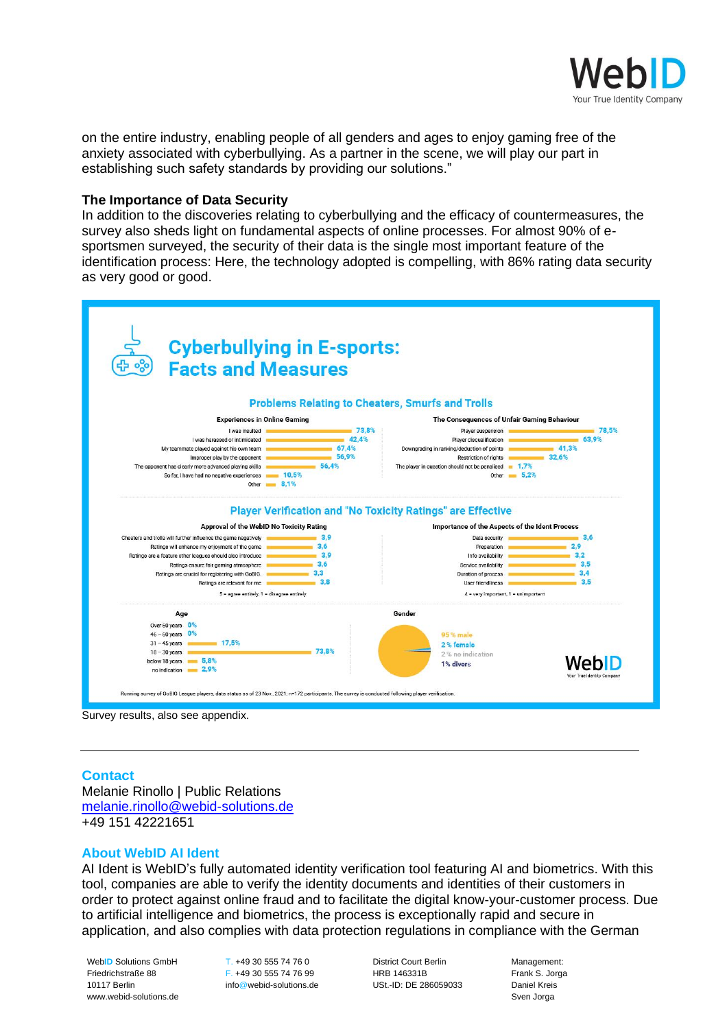on the entire industry, enabling people of all genders and ages to enjoy gaming free of the anxiety associated with cyberbullying. As a partner in the scene, we will play our part in establishing such safety standards by providing our solutions."

**The Importance of Data Security**

In addition to the discoveries relating to cyberbullying and the efficacy of countermeasures, the survey also sheds light on fundamental aspects of online processes. For almost 90% of e-sportsmen surveyed, the security of their data is the single most important feature of the identification process: Here, the technology adopted is compelling, with 86% rating data security as very good or good.

Cyberbullying in E-sports: Facts and Measures

Problems Relating to Cheaters, Smurfs and Trolls

Experiences in Online Gaming

I was insulted 73,8%
I was harassed or intimidated 42,4%
My teammate played against his own team 67,4%
Improper play by the opponent 56,9%
The opponent has clearly more advanced playing skills 56,4%
So far, I have had no negative experiences 10,5%
Other 8,1%

The Consequences of Unfair Gaming Behaviour

Player suspension 78,5%
Player disqualification 63,9%
Downgrading in ranking/deduction of points 41,3%
Restriction of rights 32,6%
The player in question should not be penalised 1,7%
Other 5,2%

Player Verification and "No Toxicity Ratings" are Effective

Approval of the WebID No Toxicity Rating

Cheaters and trolls will further influence the game negatively 3,9
Ratings will enhance my enjoyment of the game 3,6
Ratings are a feature other leagues should also introduce 3,9
Ratings ensure fair gaming atmosphere 3,6
Ratings are crucial for registering with GoBIG. 3,3
Ratings are relevant for me 3,8
5 = agree entirely, 1 = disagree entirely

Importance of the Aspects of the Ident Process

Data security 3,6
Preparation 2,9
Info availability 3,2
Service availability 3,5
Duration of process 3,4
User friendliness 3,5
4 = very important, 1 = unimportant

Age

Over 60 years 0%
46 – 60 years 0%
31 – 45 years 17,5%
18 – 30 years 73,8%
below 18 years 5,8%
no indication 2,9%

Gender

95 % male
2 % female
2 % no indication
1% divers

Running survey of GoBIG League players, data status as of 23 Nov. 2021; n=172 participants. The survey is conducted following player verification.

Survey results, also see appendix.

---

## Contact

Melanie Rinollo | Public Relations
melanie.rinollo@webid-solutions.de
+49 151 42221651

## About WebID AI Ident

AI Ident is WebID's fully automated identity verification tool featuring AI and biometrics. With this tool, companies are able to verify the identity documents and identities of their customers in order to protect against online fraud and to facilitate the digital know-your-customer process. Due to artificial intelligence and biometrics, the process is exceptionally rapid and secure in application, and also complies with data protection regulations in compliance with the German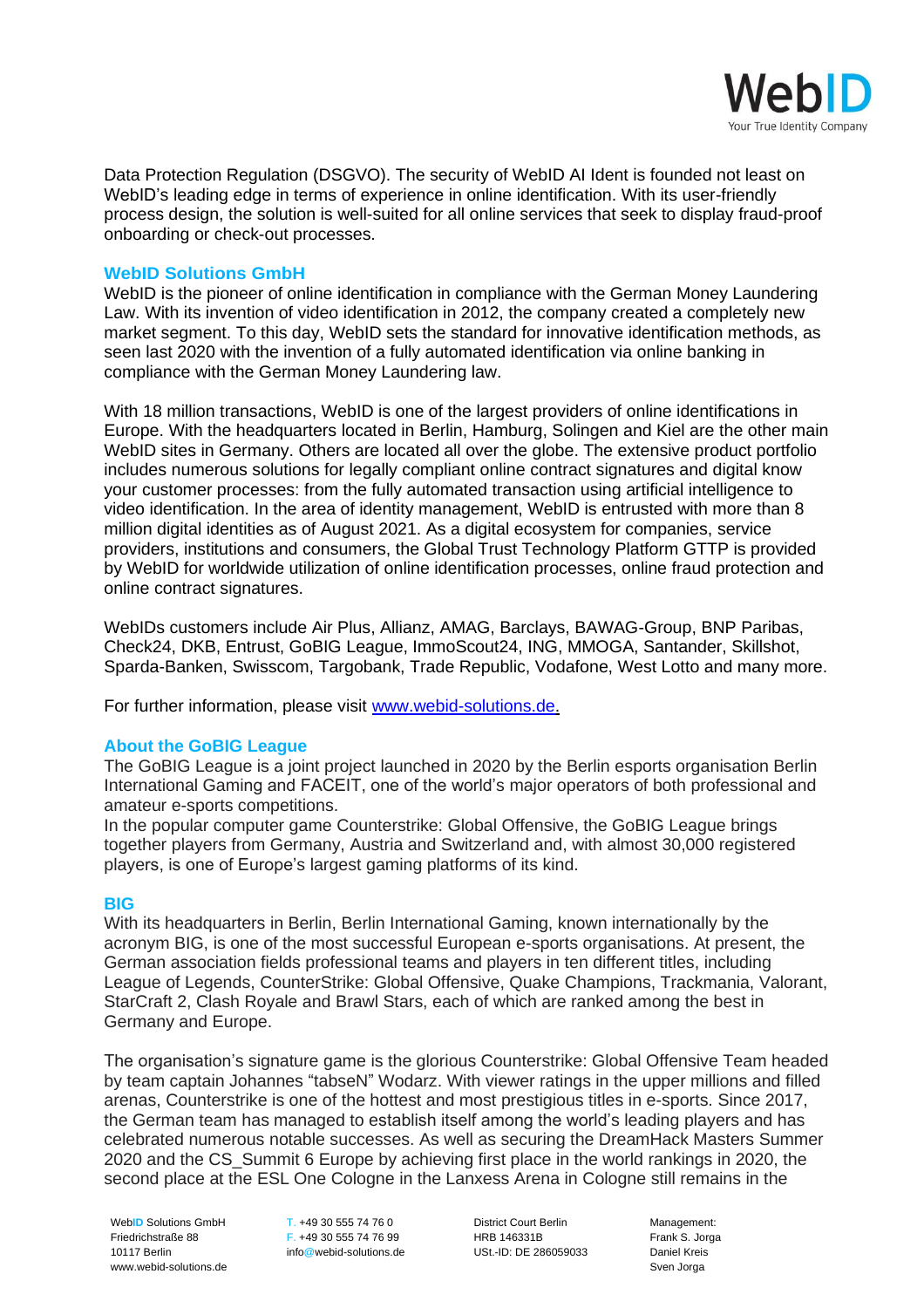Data Protection Regulation (DSGVO). The security of WebID AI Ident is founded not least on WebID's leading edge in terms of experience in online identification. With its user-friendly process design, the solution is well-suited for all online services that seek to display fraud-proof onboarding or check-out processes.

### WebID Solutions GmbH

WebID is the pioneer of online identification in compliance with the German Money Laundering Law. With its invention of video identification in 2012, the company created a completely new market segment. To this day, WebID sets the standard for innovative identification methods, as seen last 2020 with the invention of a fully automated identification via online banking in compliance with the German Money Laundering law.

With 18 million transactions, WebID is one of the largest providers of online identifications in Europe. With the headquarters located in Berlin, Hamburg, Solingen and Kiel are the other main WebID sites in Germany. Others are located all over the globe. The extensive product portfolio includes numerous solutions for legally compliant online contract signatures and digital know your customer processes: from the fully automated transaction using artificial intelligence to video identification. In the area of identity management, WebID is entrusted with more than 8 million digital identities as of August 2021. As a digital ecosystem for companies, service providers, institutions and consumers, the Global Trust Technology Platform GTTP is provided by WebID for worldwide utilization of online identification processes, online fraud protection and online contract signatures.

WebIDs customers include Air Plus, Allianz, AMAG, Barclays, BAWAG-Group, BNP Paribas, Check24, DKB, Entrust, GoBIG League, ImmoScout24, ING, MMOGA, Santander, Skillshot, Sparda-Banken, Swisscom, Targobank, Trade Republic, Vodafone, West Lotto and many more.

For further information, please visit [www.webid-solutions.de.](http://www.webid-solutions.de)

### About the GoBIG League

The GoBIG League is a joint project launched in 2020 by the Berlin esports organisation Berlin International Gaming and FACEIT, one of the world's major operators of both professional and amateur e-sports competitions.
In the popular computer game Counterstrike: Global Offensive, the GoBIG League brings together players from Germany, Austria and Switzerland and, with almost 30,000 registered players, is one of Europe's largest gaming platforms of its kind.

### BIG

With its headquarters in Berlin, Berlin International Gaming, known internationally by the acronym BIG, is one of the most successful European e-sports organisations. At present, the German association fields professional teams and players in ten different titles, including League of Legends, CounterStrike: Global Offensive, Quake Champions, Trackmania, Valorant, StarCraft 2, Clash Royale and Brawl Stars, each of which are ranked among the best in Germany and Europe.

The organisation's signature game is the glorious Counterstrike: Global Offensive Team headed by team captain Johannes "tabseN" Wodarz. With viewer ratings in the upper millions and filled arenas, Counterstrike is one of the hottest and most prestigious titles in e-sports. Since 2017, the German team has managed to establish itself among the world's leading players and has celebrated numerous notable successes. As well as securing the DreamHack Masters Summer 2020 and the CS_Summit 6 Europe by achieving first place in the world rankings in 2020, the second place at the ESL One Cologne in the Lanxess Arena in Cologne still remains in the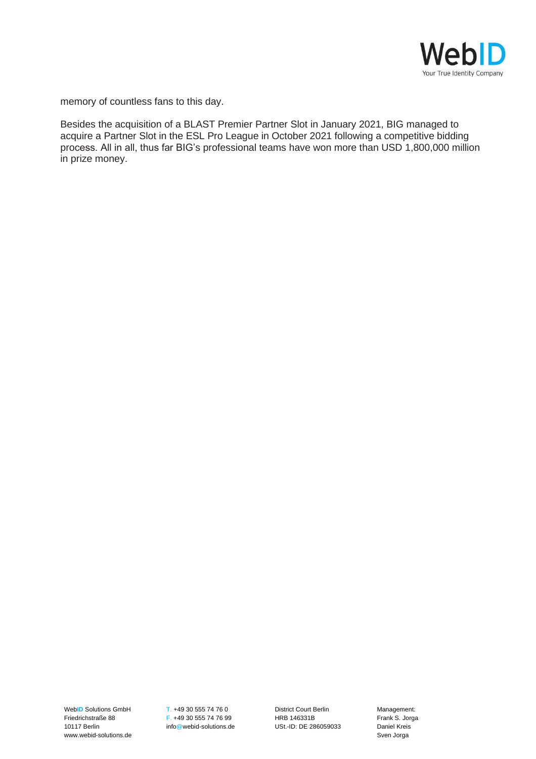memory of countless fans to this day.

Besides the acquisition of a BLAST Premier Partner Slot in January 2021, BIG managed to acquire a Partner Slot in the ESL Pro League in October 2021 following a competitive bidding process. All in all, thus far BIG's professional teams have won more than USD 1,800,000 million in prize money.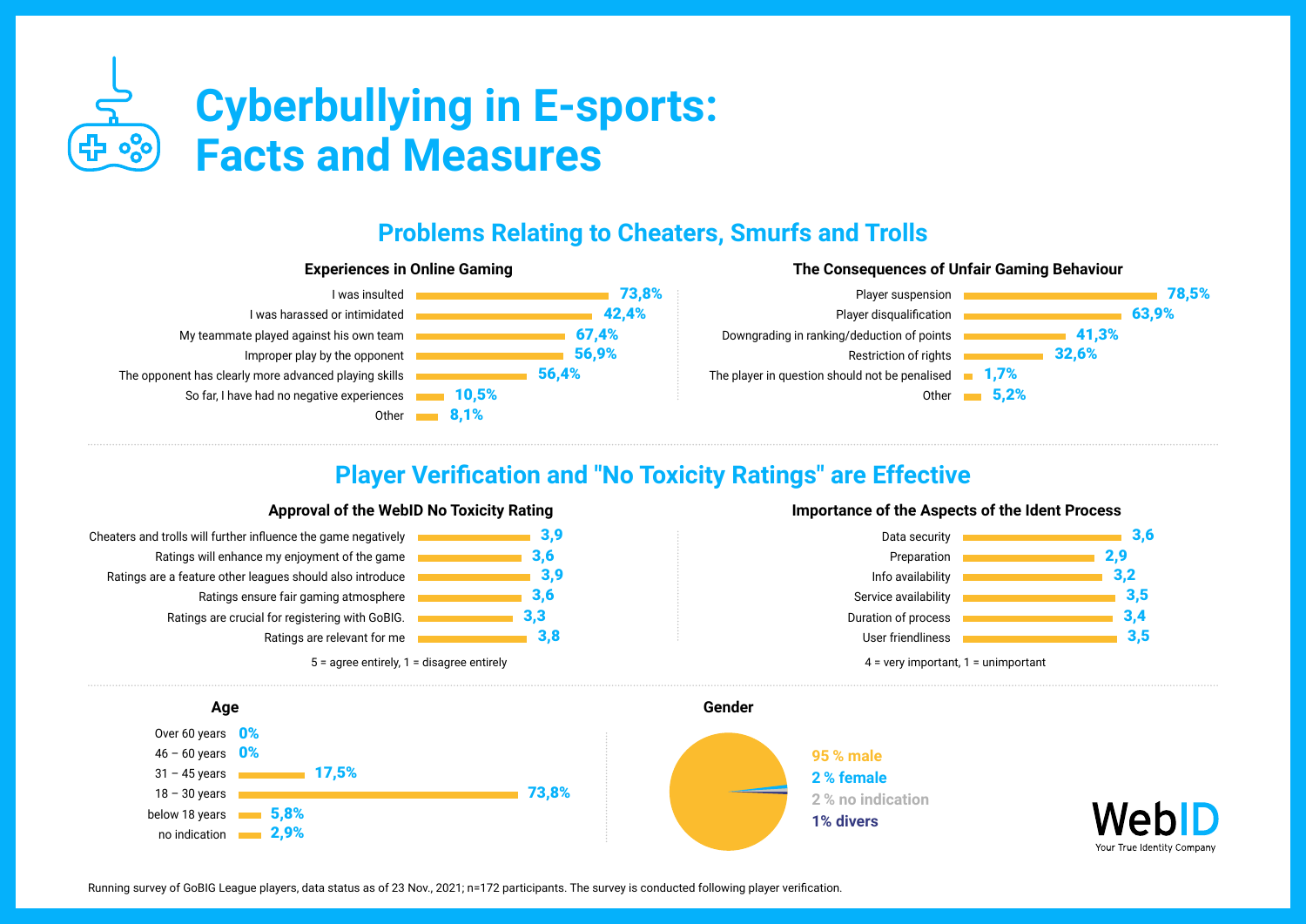# Cyberbullying in E-sports: Facts and Measures

## Problems Relating to Cheaters, Smurfs and Trolls

### Experiences in Online Gaming

I was insulted 73,8%
I was harassed or intimidated 42,4%
My teammate played against his own team 67,4%
Improper play by the opponent 56,9%
The opponent has clearly more advanced playing skills 56,4%
So far, I have had no negative experiences 10,5%
Other 8,1%

### The Consequences of Unfair Gaming Behaviour

Player suspension 78,5%
Player disqualification 63,9%
Downgrading in ranking/deduction of points 41,3%
Restriction of rights 32,6%
The player in question should not be penalised 1,7%
Other 5,2%

## Player Verification and "No Toxicity Ratings" are Effective

### Approval of the WebID No Toxicity Rating

Cheaters and trolls will further influence the game negatively 3,9
Ratings will enhance my enjoyment of the game 3,6
Ratings are a feature other leagues should also introduce 3,9
Ratings ensure fair gaming atmosphere 3,6
Ratings are crucial for registering with GoBIG. 3,3
Ratings are relevant for me 3,8

5 = agree entirely, 1 = disagree entirely

### Importance of the Aspects of the Ident Process

Data security 3,6
Preparation 2,9
Info availability 3,2
Service availability 3,5
Duration of process 3,4
User friendliness 3,5

4 = very important, 1 = unimportant

### Age

Over 60 years 0%
46 – 60 years 0%
31 – 45 years 17,5%
18 – 30 years 73,8%
below 18 years 5,8%
no indication 2,9%

### Gender

95 % male
2 % female
2 % no indication
1% divers

WebID
Your True Identity Company

Running survey of GoBIG League players, data status as of 23 Nov., 2021; n=172 participants. The survey is conducted following player verification.